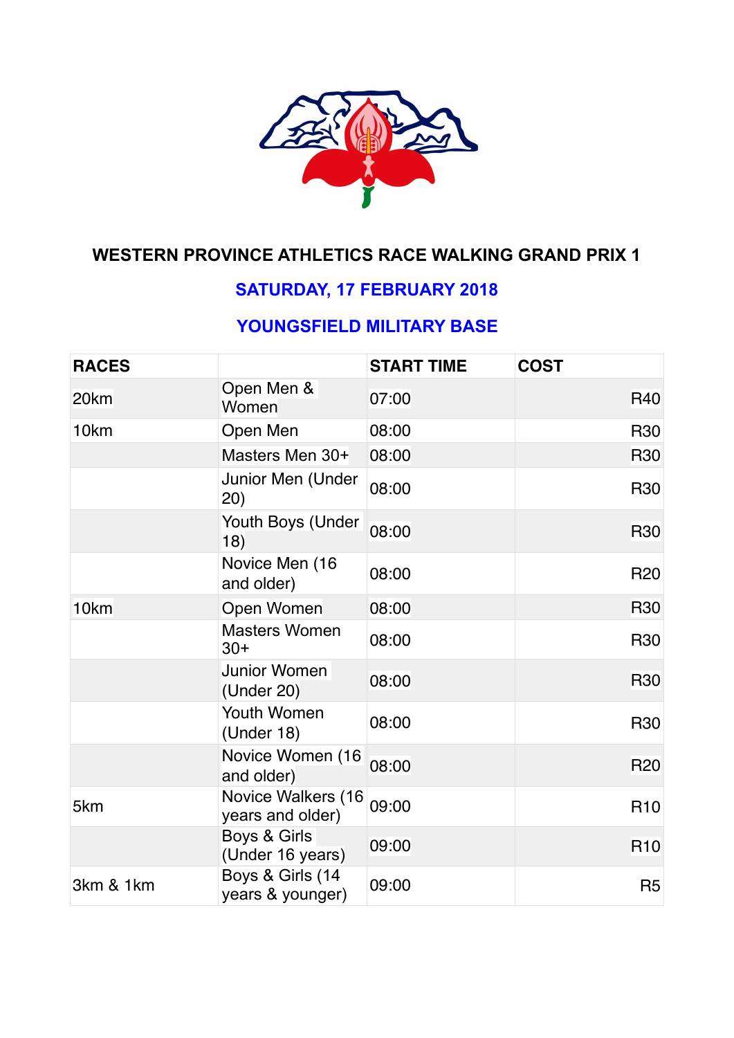# WESTERN PROVINCE ATHLETICS RACE WALKING GRAND PRIX 1

## SATURDAY, 17 FEBRUARY 2018

## YOUNGSFIELD MILITARY BASE

| RACES | | START TIME | COST |
|---|---|---|---|
| 20km | Open Men & Women | 07:00 | R40 |
| 10km | Open Men | 08:00 | R30 |
| | Masters Men 30+ | 08:00 | R30 |
| | Junior Men (Under 20) | 08:00 | R30 |
| | Youth Boys (Under 18) | 08:00 | R30 |
| | Novice Men (16 and older) | 08:00 | R20 |
| 10km | Open Women | 08:00 | R30 |
| | Masters Women 30+ | 08:00 | R30 |
| | Junior Women (Under 20) | 08:00 | R30 |
| | Youth Women (Under 18) | 08:00 | R30 |
| | Novice Women (16 and older) | 08:00 | R20 |
| 5km | Novice Walkers (16 years and older) | 09:00 | R10 |
| | Boys & Girls (Under 16 years) | 09:00 | R10 |
| 3km & 1km | Boys & Girls (14 years & younger) | 09:00 | R5 |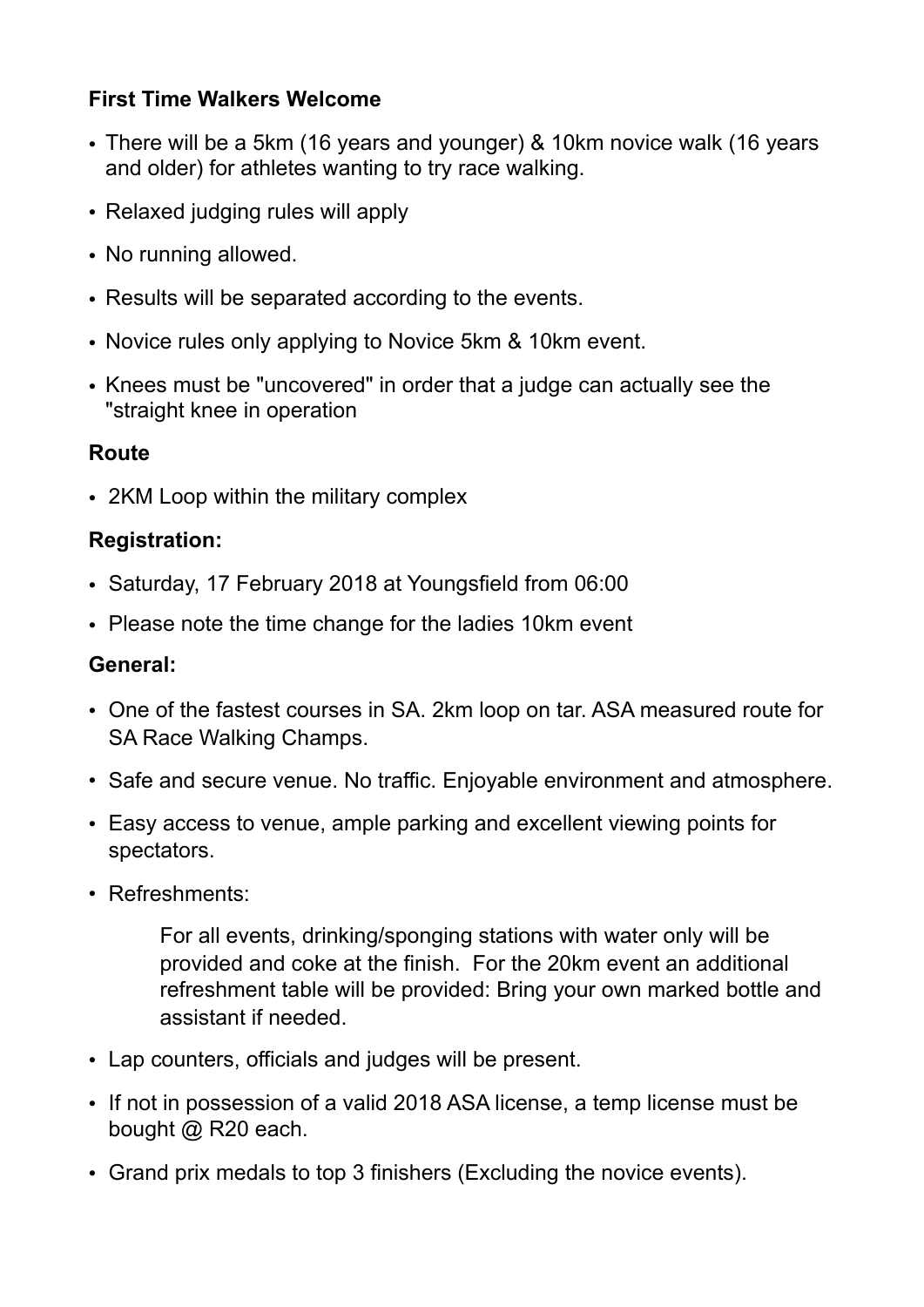**First Time Walkers Welcome**

- There will be a 5km (16 years and younger) & 10km novice walk (16 years and older) for athletes wanting to try race walking.
- Relaxed judging rules will apply
- No running allowed.
- Results will be separated according to the events.
- Novice rules only applying to Novice 5km & 10km event.
- Knees must be "uncovered" in order that a judge can actually see the "straight knee in operation

**Route**

- 2KM Loop within the military complex

**Registration:**

- Saturday, 17 February 2018 at Youngsfield from 06:00
- Please note the time change for the ladies 10km event

**General:**

- One of the fastest courses in SA. 2km loop on tar. ASA measured route for SA Race Walking Champs.
- Safe and secure venue. No traffic. Enjoyable environment and atmosphere.
- Easy access to venue, ample parking and excellent viewing points for spectators.
- Refreshments:

  For all events, drinking/sponging stations with water only will be provided and coke at the finish. For the 20km event an additional refreshment table will be provided: Bring your own marked bottle and assistant if needed.

- Lap counters, officials and judges will be present.
- If not in possession of a valid 2018 ASA license, a temp license must be bought @ R20 each.
- Grand prix medals to top 3 finishers (Excluding the novice events).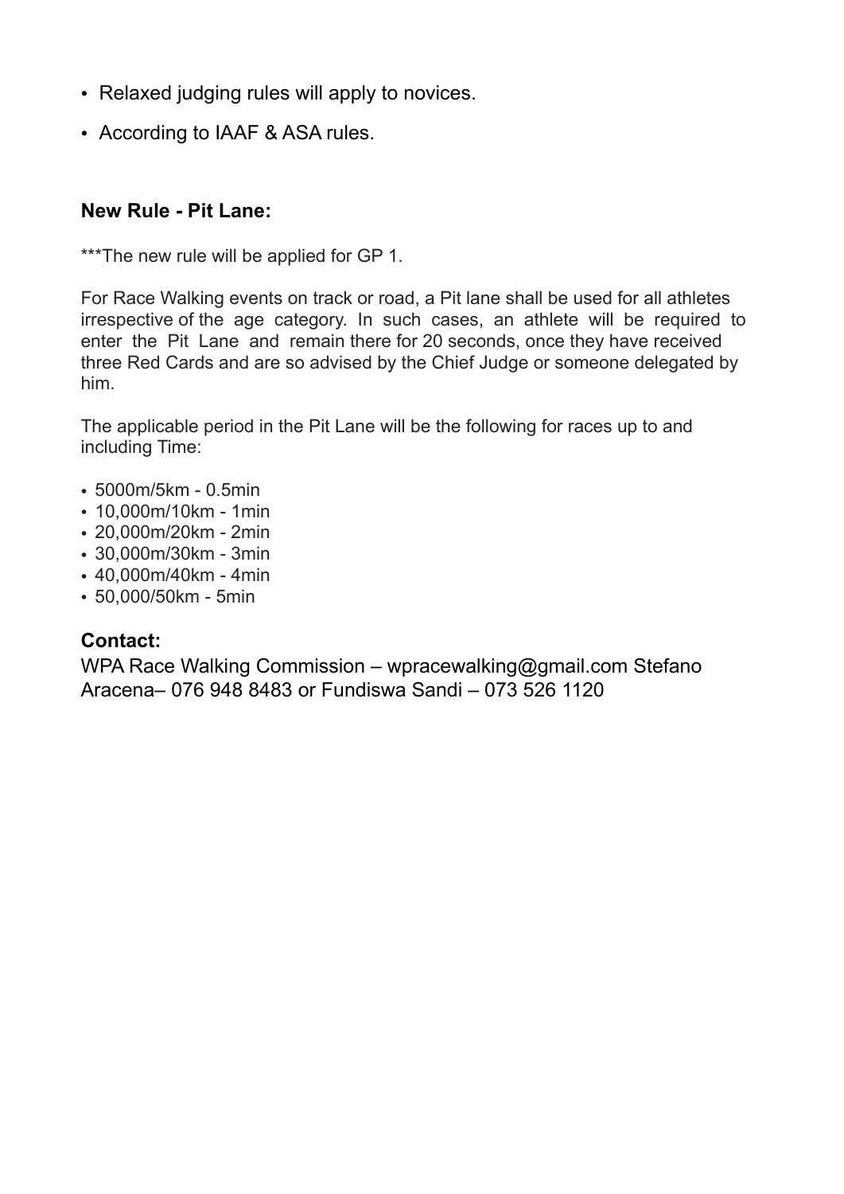- Relaxed judging rules will apply to novices.
- According to IAAF & ASA rules.

### New Rule - Pit Lane:

***The new rule will be applied for GP 1.

For Race Walking events on track or road, a Pit lane shall be used for all athletes irrespective of the age category. In such cases, an athlete will be required to enter the Pit Lane and remain there for 20 seconds, once they have received three Red Cards and are so advised by the Chief Judge or someone delegated by him.

The applicable period in the Pit Lane will be the following for races up to and including Time:

- 5000m/5km - 0.5min
- 10,000m/10km - 1min
- 20,000m/20km - 2min
- 30,000m/30km - 3min
- 40,000m/40km - 4min
- 50,000/50km - 5min

### Contact:

WPA Race Walking Commission – wpracewalking@gmail.com Stefano Aracena– 076 948 8483 or Fundiswa Sandi – 073 526 1120